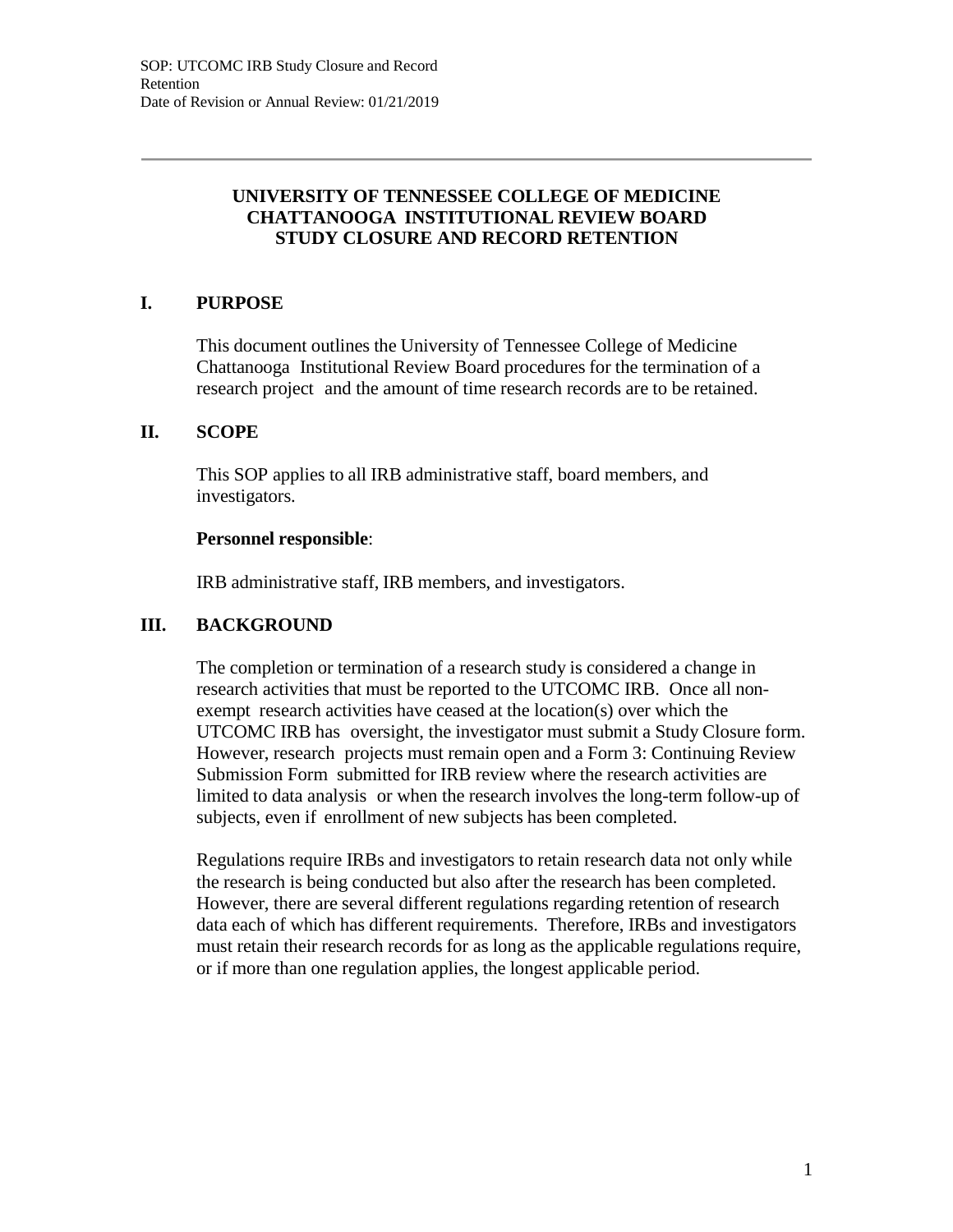# UNIVERSITY OF TENNESSEE COLLEGE OF MEDICINE CHATTANOOGA INSTITUTIONAL REVIEW BOARD STUDY CLOSURE AND RECORD RETENTION

## I. PURPOSE

This document outlines the University of Tennessee College of Medicine Chattanooga Institutional Review Board procedures for the termination of a research project and the amount of time research records are to be retained.

## II. SCOPE

This SOP applies to all IRB administrative staff, board members, and investigators.

**Personnel responsible**:

IRB administrative staff, IRB members, and investigators.

## III. BACKGROUND

The completion or termination of a research study is considered a change in research activities that must be reported to the UTCOMC IRB. Once all non-exempt research activities have ceased at the location(s) over which the UTCOMC IRB has oversight, the investigator must submit a Study Closure form. However, research projects must remain open and a Form 3: Continuing Review Submission Form submitted for IRB review where the research activities are limited to data analysis or when the research involves the long-term follow-up of subjects, even if enrollment of new subjects has been completed.

Regulations require IRBs and investigators to retain research data not only while the research is being conducted but also after the research has been completed. However, there are several different regulations regarding retention of research data each of which has different requirements. Therefore, IRBs and investigators must retain their research records for as long as the applicable regulations require, or if more than one regulation applies, the longest applicable period.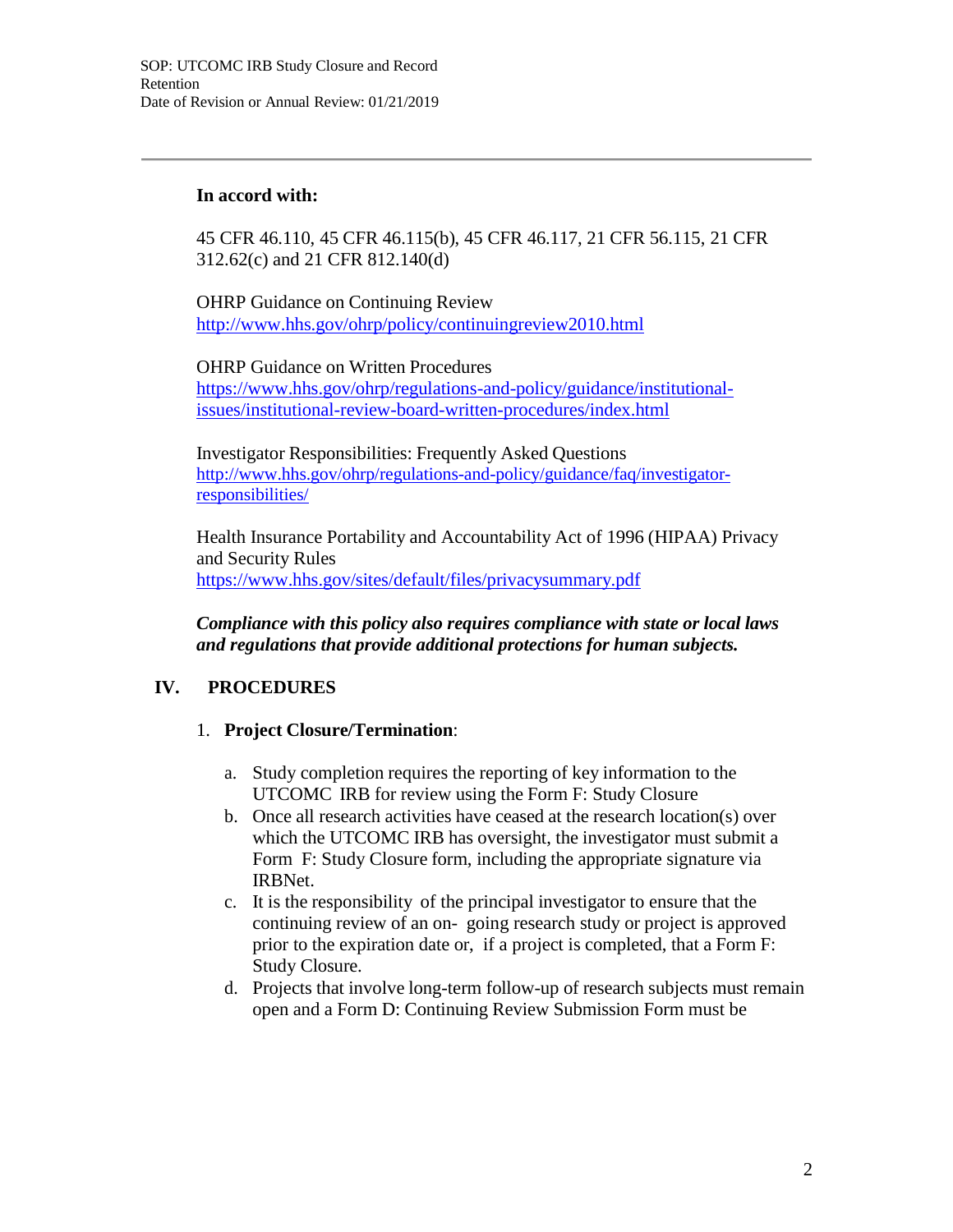**In accord with:**

45 CFR 46.110, 45 CFR 46.115(b), 45 CFR 46.117, 21 CFR 56.115, 21 CFR 312.62(c) and 21 CFR 812.140(d)

OHRP Guidance on Continuing Review
http://www.hhs.gov/ohrp/policy/continuingreview2010.html

OHRP Guidance on Written Procedures
https://www.hhs.gov/ohrp/regulations-and-policy/guidance/institutional-issues/institutional-review-board-written-procedures/index.html

Investigator Responsibilities: Frequently Asked Questions
http://www.hhs.gov/ohrp/regulations-and-policy/guidance/faq/investigator-responsibilities/

Health Insurance Portability and Accountability Act of 1996 (HIPAA) Privacy and Security Rules
https://www.hhs.gov/sites/default/files/privacysummary.pdf

***Compliance with this policy also requires compliance with state or local laws and regulations that provide additional protections for human subjects.***

## IV. PROCEDURES

1. **Project Closure/Termination**:

   a. Study completion requires the reporting of key information to the UTCOMC IRB for review using the Form F: Study Closure
   b. Once all research activities have ceased at the research location(s) over which the UTCOMC IRB has oversight, the investigator must submit a Form F: Study Closure form, including the appropriate signature via IRBNet.
   c. It is the responsibility of the principal investigator to ensure that the continuing review of an on- going research study or project is approved prior to the expiration date or, if a project is completed, that a Form F: Study Closure.
   d. Projects that involve long-term follow-up of research subjects must remain open and a Form D: Continuing Review Submission Form must be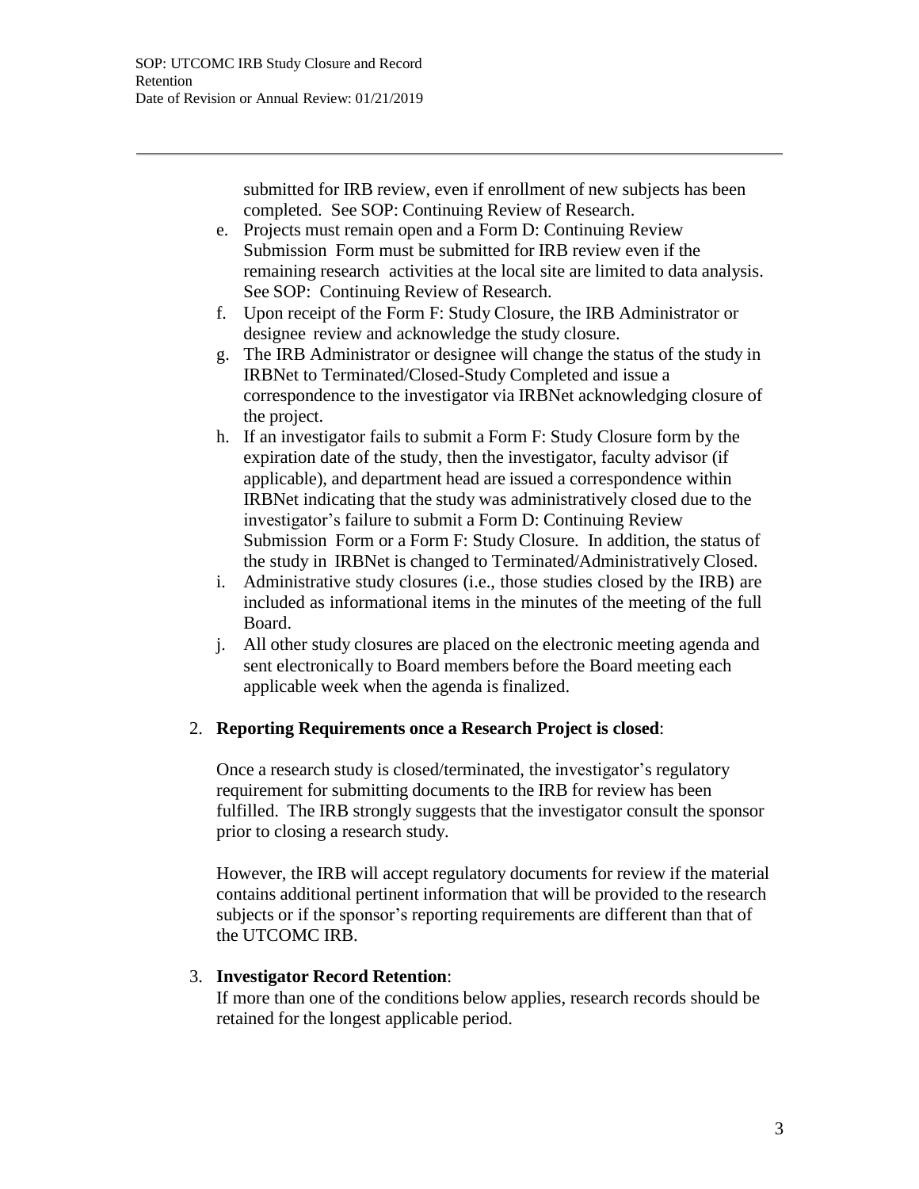submitted for IRB review, even if enrollment of new subjects has been completed. See SOP: Continuing Review of Research.

e. Projects must remain open and a Form D: Continuing Review Submission Form must be submitted for IRB review even if the remaining research activities at the local site are limited to data analysis. See SOP: Continuing Review of Research.
f. Upon receipt of the Form F: Study Closure, the IRB Administrator or designee review and acknowledge the study closure.
g. The IRB Administrator or designee will change the status of the study in IRBNet to Terminated/Closed-Study Completed and issue a correspondence to the investigator via IRBNet acknowledging closure of the project.
h. If an investigator fails to submit a Form F: Study Closure form by the expiration date of the study, then the investigator, faculty advisor (if applicable), and department head are issued a correspondence within IRBNet indicating that the study was administratively closed due to the investigator's failure to submit a Form D: Continuing Review Submission Form or a Form F: Study Closure. In addition, the status of the study in IRBNet is changed to Terminated/Administratively Closed.
i. Administrative study closures (i.e., those studies closed by the IRB) are included as informational items in the minutes of the meeting of the full Board.
j. All other study closures are placed on the electronic meeting agenda and sent electronically to Board members before the Board meeting each applicable week when the agenda is finalized.

2. **Reporting Requirements once a Research Project is closed**:

   Once a research study is closed/terminated, the investigator's regulatory requirement for submitting documents to the IRB for review has been fulfilled. The IRB strongly suggests that the investigator consult the sponsor prior to closing a research study.

   However, the IRB will accept regulatory documents for review if the material contains additional pertinent information that will be provided to the research subjects or if the sponsor's reporting requirements are different than that of the UTCOMC IRB.

3. **Investigator Record Retention**:
   If more than one of the conditions below applies, research records should be retained for the longest applicable period.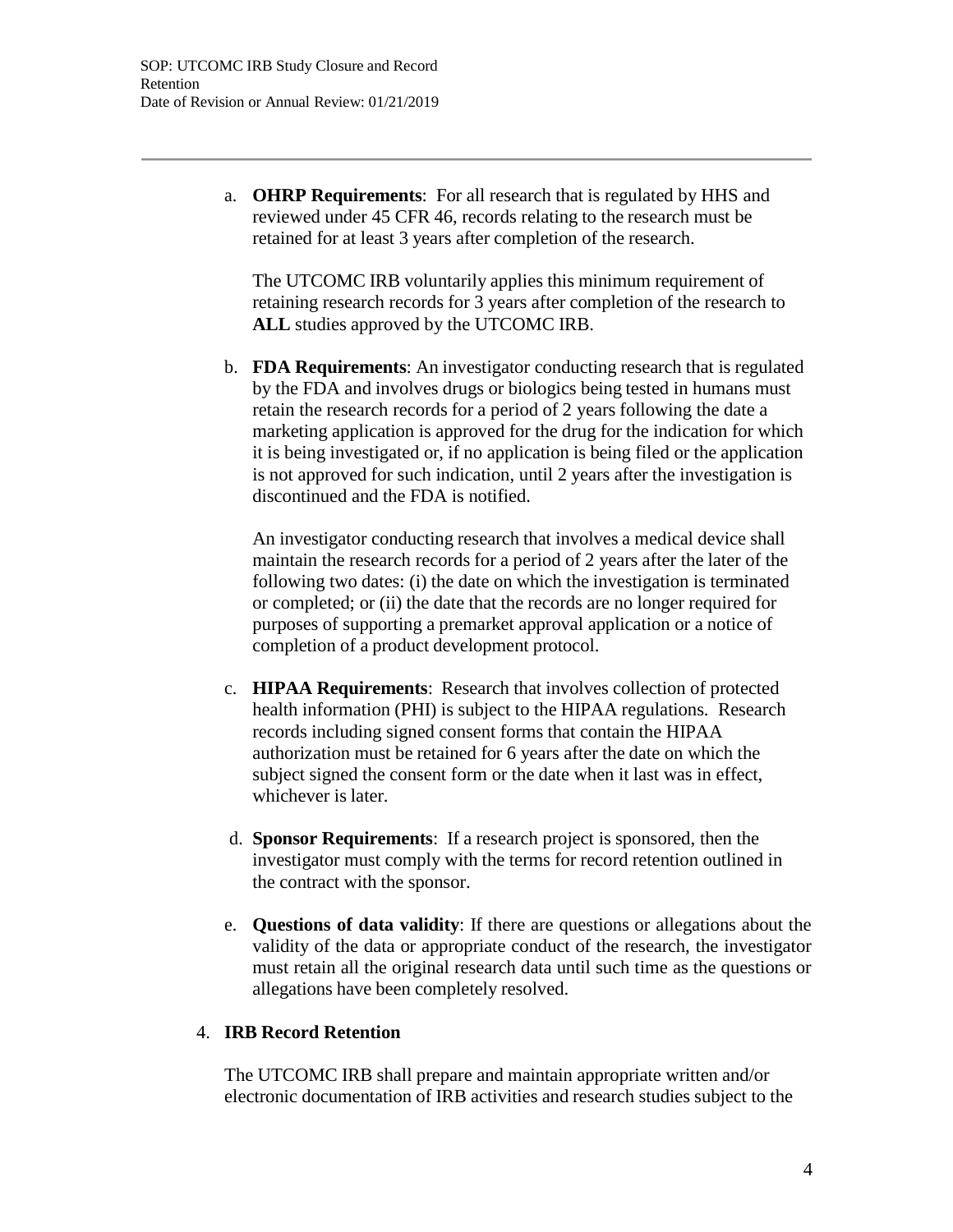a. **OHRP Requirements**: For all research that is regulated by HHS and reviewed under 45 CFR 46, records relating to the research must be retained for at least 3 years after completion of the research.

   The UTCOMC IRB voluntarily applies this minimum requirement of retaining research records for 3 years after completion of the research to **ALL** studies approved by the UTCOMC IRB.

b. **FDA Requirements**: An investigator conducting research that is regulated by the FDA and involves drugs or biologics being tested in humans must retain the research records for a period of 2 years following the date a marketing application is approved for the drug for the indication for which it is being investigated or, if no application is being filed or the application is not approved for such indication, until 2 years after the investigation is discontinued and the FDA is notified.

   An investigator conducting research that involves a medical device shall maintain the research records for a period of 2 years after the later of the following two dates: (i) the date on which the investigation is terminated or completed; or (ii) the date that the records are no longer required for purposes of supporting a premarket approval application or a notice of completion of a product development protocol.

c. **HIPAA Requirements**: Research that involves collection of protected health information (PHI) is subject to the HIPAA regulations. Research records including signed consent forms that contain the HIPAA authorization must be retained for 6 years after the date on which the subject signed the consent form or the date when it last was in effect, whichever is later.

d. **Sponsor Requirements**: If a research project is sponsored, then the investigator must comply with the terms for record retention outlined in the contract with the sponsor.

e. **Questions of data validity**: If there are questions or allegations about the validity of the data or appropriate conduct of the research, the investigator must retain all the original research data until such time as the questions or allegations have been completely resolved.

4. **IRB Record Retention**

   The UTCOMC IRB shall prepare and maintain appropriate written and/or electronic documentation of IRB activities and research studies subject to the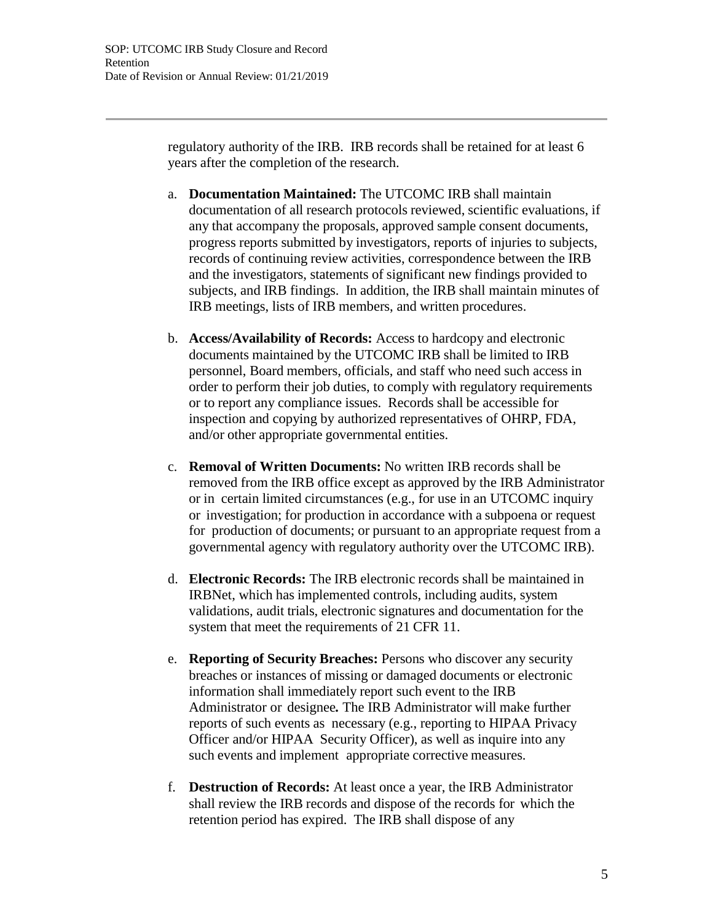regulatory authority of the IRB. IRB records shall be retained for at least 6 years after the completion of the research.

a. **Documentation Maintained:** The UTCOMC IRB shall maintain documentation of all research protocols reviewed, scientific evaluations, if any that accompany the proposals, approved sample consent documents, progress reports submitted by investigators, reports of injuries to subjects, records of continuing review activities, correspondence between the IRB and the investigators, statements of significant new findings provided to subjects, and IRB findings. In addition, the IRB shall maintain minutes of IRB meetings, lists of IRB members, and written procedures.

b. **Access/Availability of Records:** Access to hardcopy and electronic documents maintained by the UTCOMC IRB shall be limited to IRB personnel, Board members, officials, and staff who need such access in order to perform their job duties, to comply with regulatory requirements or to report any compliance issues. Records shall be accessible for inspection and copying by authorized representatives of OHRP, FDA, and/or other appropriate governmental entities.

c. **Removal of Written Documents:** No written IRB records shall be removed from the IRB office except as approved by the IRB Administrator or in certain limited circumstances (e.g., for use in an UTCOMC inquiry or investigation; for production in accordance with a subpoena or request for production of documents; or pursuant to an appropriate request from a governmental agency with regulatory authority over the UTCOMC IRB).

d. **Electronic Records:** The IRB electronic records shall be maintained in IRBNet, which has implemented controls, including audits, system validations, audit trials, electronic signatures and documentation for the system that meet the requirements of 21 CFR 11.

e. **Reporting of Security Breaches:** Persons who discover any security breaches or instances of missing or damaged documents or electronic information shall immediately report such event to the IRB Administrator or designee**.** The IRB Administrator will make further reports of such events as necessary (e.g., reporting to HIPAA Privacy Officer and/or HIPAA Security Officer), as well as inquire into any such events and implement appropriate corrective measures.

f. **Destruction of Records:** At least once a year, the IRB Administrator shall review the IRB records and dispose of the records for which the retention period has expired. The IRB shall dispose of any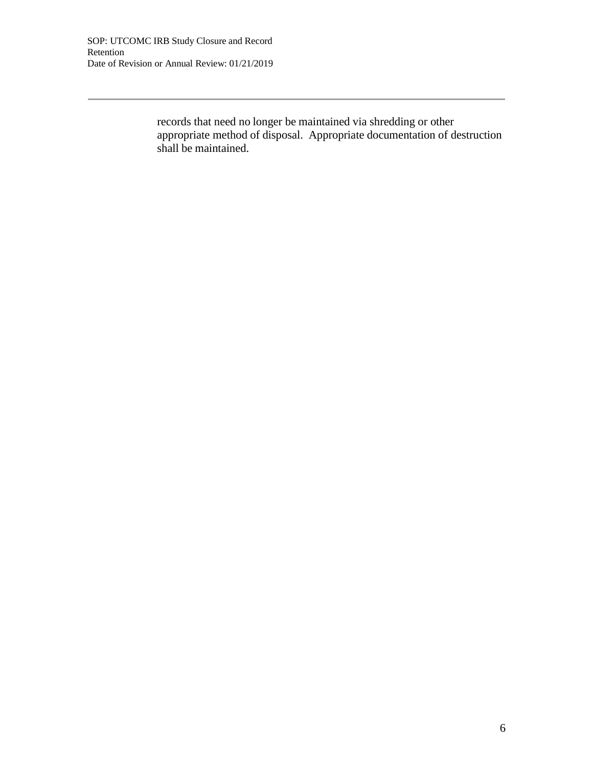records that need no longer be maintained via shredding or other appropriate method of disposal. Appropriate documentation of destruction shall be maintained.